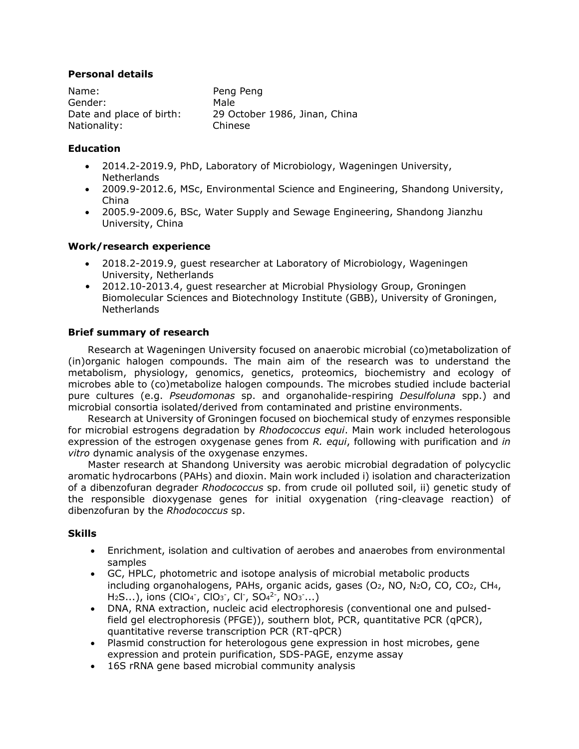### Personal details

Name: Peng Peng
Gender: Male
Date and place of birth: 29 October 1986, Jinan, China
Nationality: Chinese

### Education

- 2014.2-2019.9, PhD, Laboratory of Microbiology, Wageningen University, Netherlands
- 2009.9-2012.6, MSc, Environmental Science and Engineering, Shandong University, China
- 2005.9-2009.6, BSc, Water Supply and Sewage Engineering, Shandong Jianzhu University, China

### Work/research experience

- 2018.2-2019.9, guest researcher at Laboratory of Microbiology, Wageningen University, Netherlands
- 2012.10-2013.4, guest researcher at Microbial Physiology Group, Groningen Biomolecular Sciences and Biotechnology Institute (GBB), University of Groningen, Netherlands

### Brief summary of research

Research at Wageningen University focused on anaerobic microbial (co)metabolization of (in)organic halogen compounds. The main aim of the research was to understand the metabolism, physiology, genomics, genetics, proteomics, biochemistry and ecology of microbes able to (co)metabolize halogen compounds. The microbes studied include bacterial pure cultures (e.g. *Pseudomonas* sp. and organohalide-respiring *Desulfoluna* spp.) and microbial consortia isolated/derived from contaminated and pristine environments.

Research at University of Groningen focused on biochemical study of enzymes responsible for microbial estrogens degradation by *Rhodococcus equi*. Main work included heterologous expression of the estrogen oxygenase genes from *R. equi*, following with purification and *in vitro* dynamic analysis of the oxygenase enzymes.

Master research at Shandong University was aerobic microbial degradation of polycyclic aromatic hydrocarbons (PAHs) and dioxin. Main work included i) isolation and characterization of a dibenzofuran degrader *Rhodococcus* sp. from crude oil polluted soil, ii) genetic study of the responsible dioxygenase genes for initial oxygenation (ring-cleavage reaction) of dibenzofuran by the *Rhodococcus* sp.

### Skills

- Enrichment, isolation and cultivation of aerobes and anaerobes from environmental samples
- GC, HPLC, photometric and isotope analysis of microbial metabolic products including organohalogens, PAHs, organic acids, gases ($O_2$, NO, $N_2O$, CO, $CO_2$, $CH_4$, $H_2S$...), ions ($ClO_4^-$, $ClO_3^-$, $Cl^-$, $SO_4^{2-}$, $NO_3^-$...)
- DNA, RNA extraction, nucleic acid electrophoresis (conventional one and pulsed-field gel electrophoresis (PFGE)), southern blot, PCR, quantitative PCR (qPCR), quantitative reverse transcription PCR (RT-qPCR)
- Plasmid construction for heterologous gene expression in host microbes, gene expression and protein purification, SDS-PAGE, enzyme assay
- 16S rRNA gene based microbial community analysis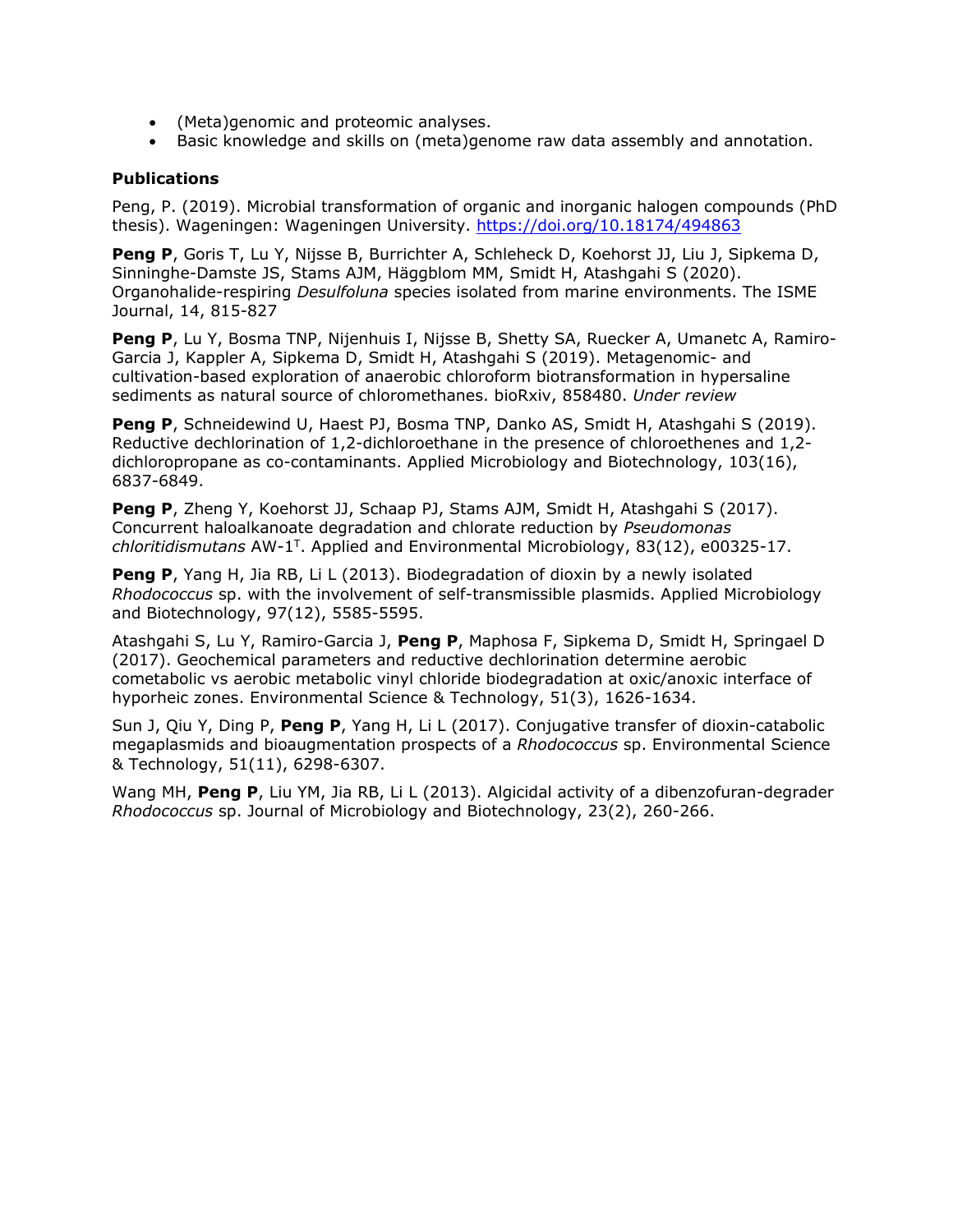- (Meta)genomic and proteomic analyses.
- Basic knowledge and skills on (meta)genome raw data assembly and annotation.

**Publications**

Peng, P. (2019). Microbial transformation of organic and inorganic halogen compounds (PhD thesis). Wageningen: Wageningen University. https://doi.org/10.18174/494863

**Peng P**, Goris T, Lu Y, Nijsse B, Burrichter A, Schleheck D, Koehorst JJ, Liu J, Sipkema D, Sinninghe-Damste JS, Stams AJM, Häggblom MM, Smidt H, Atashgahi S (2020). Organohalide-respiring *Desulfoluna* species isolated from marine environments. The ISME Journal, 14, 815-827

**Peng P**, Lu Y, Bosma TNP, Nijenhuis I, Nijsse B, Shetty SA, Ruecker A, Umanetc A, Ramiro-Garcia J, Kappler A, Sipkema D, Smidt H, Atashgahi S (2019). Metagenomic- and cultivation-based exploration of anaerobic chloroform biotransformation in hypersaline sediments as natural source of chloromethanes. bioRxiv, 858480. *Under review*

**Peng P**, Schneidewind U, Haest PJ, Bosma TNP, Danko AS, Smidt H, Atashgahi S (2019). Reductive dechlorination of 1,2-dichloroethane in the presence of chloroethenes and 1,2-dichloropropane as co-contaminants. Applied Microbiology and Biotechnology, 103(16), 6837-6849.

**Peng P**, Zheng Y, Koehorst JJ, Schaap PJ, Stams AJM, Smidt H, Atashgahi S (2017). Concurrent haloalkanoate degradation and chlorate reduction by *Pseudomonas chloritidismutans* AW-1$^{T}$. Applied and Environmental Microbiology, 83(12), e00325-17.

**Peng P**, Yang H, Jia RB, Li L (2013). Biodegradation of dioxin by a newly isolated *Rhodococcus* sp. with the involvement of self-transmissible plasmids. Applied Microbiology and Biotechnology, 97(12), 5585-5595.

Atashgahi S, Lu Y, Ramiro-Garcia J, **Peng P**, Maphosa F, Sipkema D, Smidt H, Springael D (2017). Geochemical parameters and reductive dechlorination determine aerobic cometabolic vs aerobic metabolic vinyl chloride biodegradation at oxic/anoxic interface of hyporheic zones. Environmental Science & Technology, 51(3), 1626-1634.

Sun J, Qiu Y, Ding P, **Peng P**, Yang H, Li L (2017). Conjugative transfer of dioxin-catabolic megaplasmids and bioaugmentation prospects of a *Rhodococcus* sp. Environmental Science & Technology, 51(11), 6298-6307.

Wang MH, **Peng P**, Liu YM, Jia RB, Li L (2013). Algicidal activity of a dibenzofuran-degrader *Rhodococcus* sp. Journal of Microbiology and Biotechnology, 23(2), 260-266.